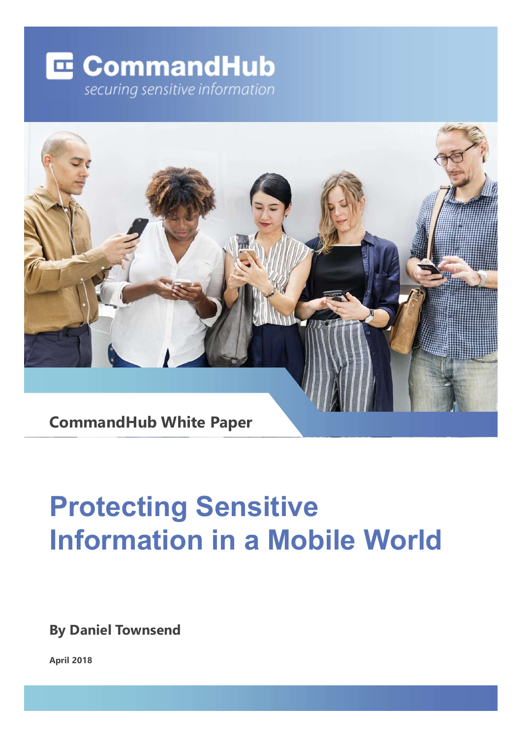CommandHub

*securing sensitive information*

**CommandHub White Paper**

# Protecting Sensitive Information in a Mobile World

**By Daniel Townsend**

**April 2018**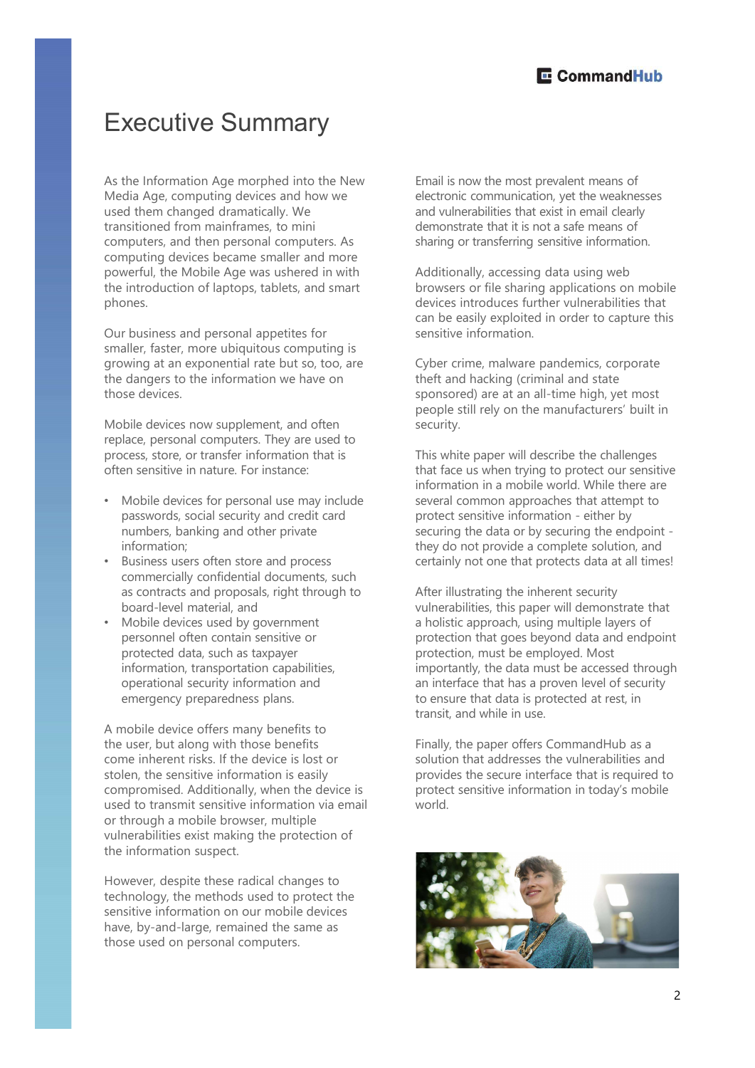# Executive Summary

As the Information Age morphed into the New Media Age, computing devices and how we used them changed dramatically. We transitioned from mainframes, to mini computers, and then personal computers. As computing devices became smaller and more powerful, the Mobile Age was ushered in with the introduction of laptops, tablets, and smart phones.

Our business and personal appetites for smaller, faster, more ubiquitous computing is growing at an exponential rate but so, too, are the dangers to the information we have on those devices.

Mobile devices now supplement, and often replace, personal computers. They are used to process, store, or transfer information that is often sensitive in nature. For instance:

- Mobile devices for personal use may include passwords, social security and credit card numbers, banking and other private information;
- Business users often store and process commercially confidential documents, such as contracts and proposals, right through to board-level material, and
- Mobile devices used by government personnel often contain sensitive or protected data, such as taxpayer information, transportation capabilities, operational security information and emergency preparedness plans.

A mobile device offers many benefits to the user, but along with those benefits come inherent risks. If the device is lost or stolen, the sensitive information is easily compromised. Additionally, when the device is used to transmit sensitive information via email or through a mobile browser, multiple vulnerabilities exist making the protection of the information suspect.

However, despite these radical changes to technology, the methods used to protect the sensitive information on our mobile devices have, by-and-large, remained the same as those used on personal computers.

Email is now the most prevalent means of electronic communication, yet the weaknesses and vulnerabilities that exist in email clearly demonstrate that it is not a safe means of sharing or transferring sensitive information.

Additionally, accessing data using web browsers or file sharing applications on mobile devices introduces further vulnerabilities that can be easily exploited in order to capture this sensitive information.

Cyber crime, malware pandemics, corporate theft and hacking (criminal and state sponsored) are at an all-time high, yet most people still rely on the manufacturers' built in security.

This white paper will describe the challenges that face us when trying to protect our sensitive information in a mobile world. While there are several common approaches that attempt to protect sensitive information - either by securing the data or by securing the endpoint - they do not provide a complete solution, and certainly not one that protects data at all times!

After illustrating the inherent security vulnerabilities, this paper will demonstrate that a holistic approach, using multiple layers of protection that goes beyond data and endpoint protection, must be employed. Most importantly, the data must be accessed through an interface that has a proven level of security to ensure that data is protected at rest, in transit, and while in use.

Finally, the paper offers CommandHub as a solution that addresses the vulnerabilities and provides the secure interface that is required to protect sensitive information in today's mobile world.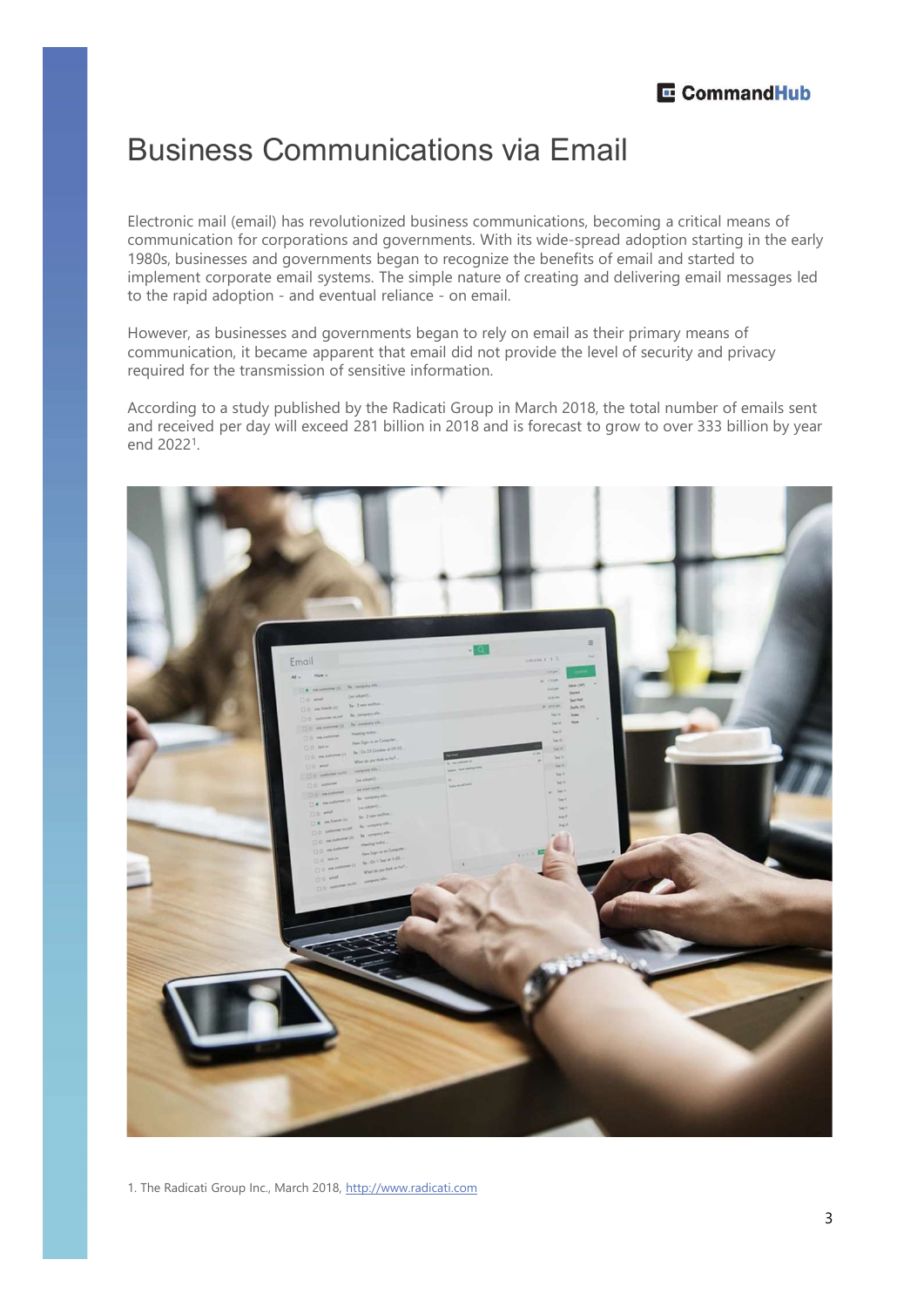# Business Communications via Email

Electronic mail (email) has revolutionized business communications, becoming a critical means of communication for corporations and governments. With its wide-spread adoption starting in the early 1980s, businesses and governments began to recognize the benefits of email and started to implement corporate email systems. The simple nature of creating and delivering email messages led to the rapid adoption - and eventual reliance - on email.

However, as businesses and governments began to rely on email as their primary means of communication, it became apparent that email did not provide the level of security and privacy required for the transmission of sensitive information.

According to a study published by the Radicati Group in March 2018, the total number of emails sent and received per day will exceed 281 billion in 2018 and is forecast to grow to over 333 billion by year end 2022[1].

1. The Radicati Group Inc., March 2018, http://www.radicati.com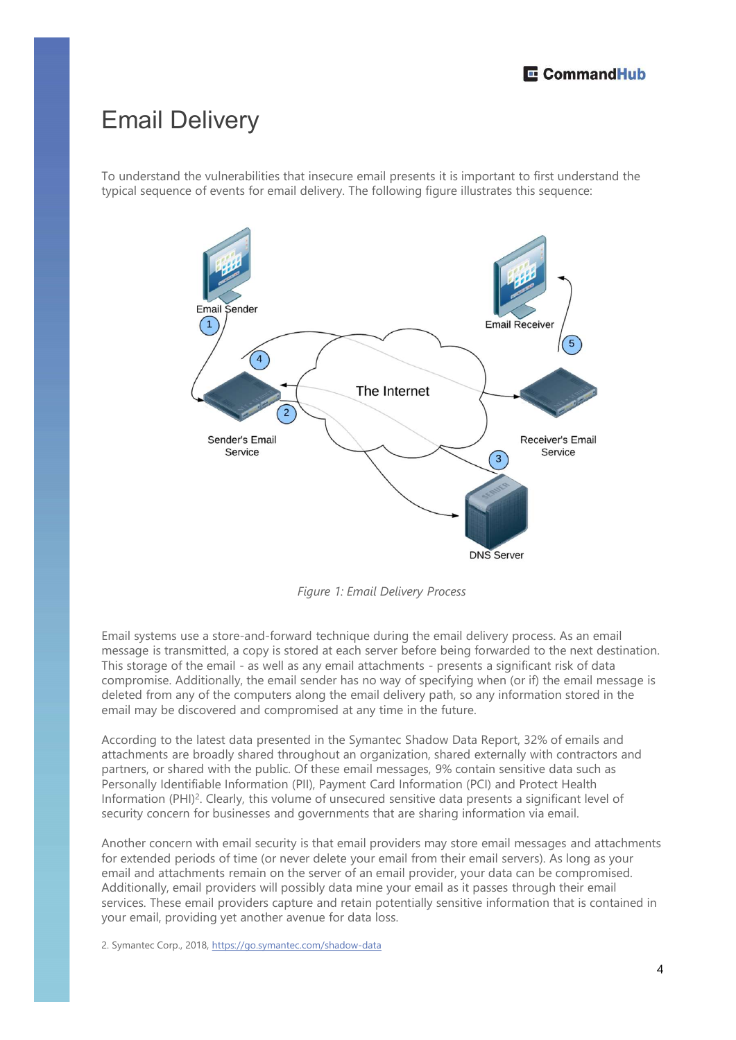# Email Delivery

To understand the vulnerabilities that insecure email presents it is important to first understand the typical sequence of events for email delivery. The following figure illustrates this sequence:

*Figure 1: Email Delivery Process*

Email systems use a store-and-forward technique during the email delivery process. As an email message is transmitted, a copy is stored at each server before being forwarded to the next destination. This storage of the email - as well as any email attachments - presents a significant risk of data compromise. Additionally, the email sender has no way of specifying when (or if) the email message is deleted from any of the computers along the email delivery path, so any information stored in the email may be discovered and compromised at any time in the future.

According to the latest data presented in the Symantec Shadow Data Report, 32% of emails and attachments are broadly shared throughout an organization, shared externally with contractors and partners, or shared with the public. Of these email messages, 9% contain sensitive data such as Personally Identifiable Information (PII), Payment Card Information (PCI) and Protect Health Information (PHI)[2]. Clearly, this volume of unsecured sensitive data presents a significant level of security concern for businesses and governments that are sharing information via email.

Another concern with email security is that email providers may store email messages and attachments for extended periods of time (or never delete your email from their email servers). As long as your email and attachments remain on the server of an email provider, your data can be compromised. Additionally, email providers will possibly data mine your email as it passes through their email services. These email providers capture and retain potentially sensitive information that is contained in your email, providing yet another avenue for data loss.

2. Symantec Corp., 2018, https://go.symantec.com/shadow-data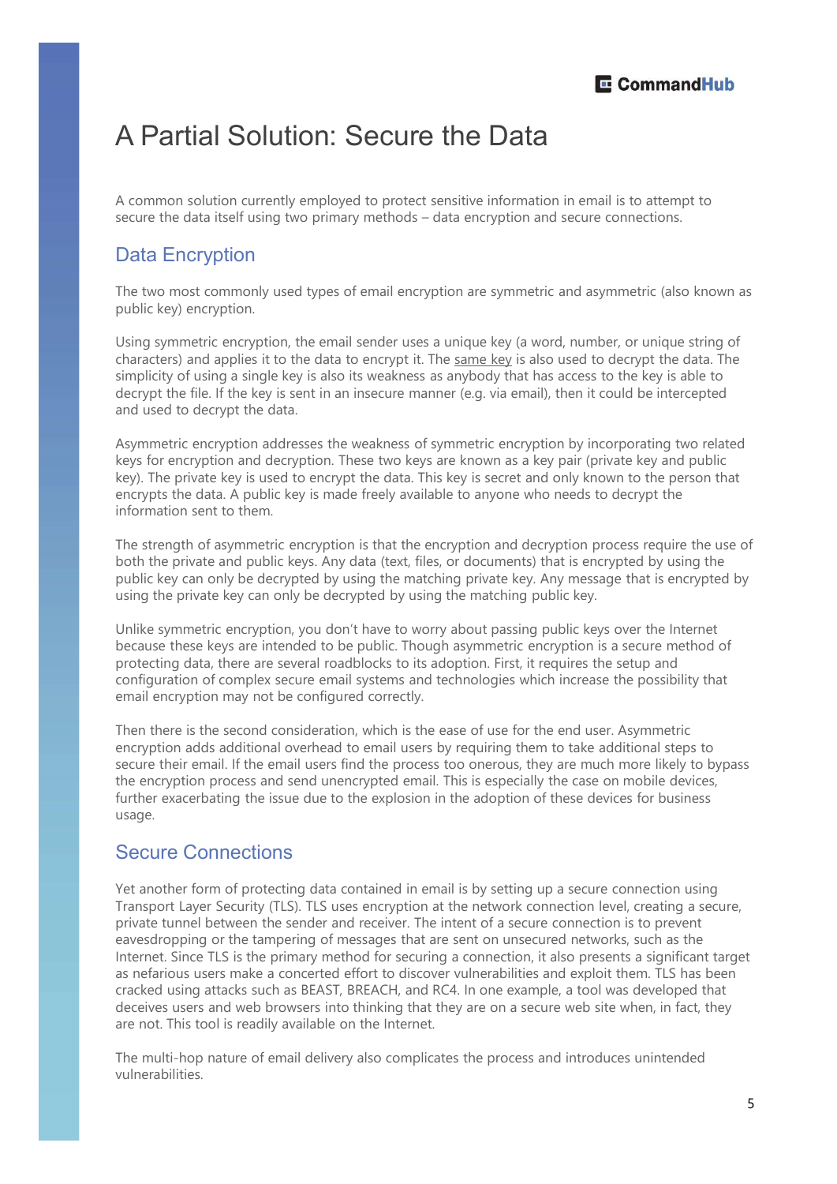# A Partial Solution: Secure the Data

A common solution currently employed to protect sensitive information in email is to attempt to secure the data itself using two primary methods – data encryption and secure connections.

## Data Encryption

The two most commonly used types of email encryption are symmetric and asymmetric (also known as public key) encryption.

Using symmetric encryption, the email sender uses a unique key (a word, number, or unique string of characters) and applies it to the data to encrypt it. The same key is also used to decrypt the data. The simplicity of using a single key is also its weakness as anybody that has access to the key is able to decrypt the file. If the key is sent in an insecure manner (e.g. via email), then it could be intercepted and used to decrypt the data.

Asymmetric encryption addresses the weakness of symmetric encryption by incorporating two related keys for encryption and decryption. These two keys are known as a key pair (private key and public key). The private key is used to encrypt the data. This key is secret and only known to the person that encrypts the data. A public key is made freely available to anyone who needs to decrypt the information sent to them.

The strength of asymmetric encryption is that the encryption and decryption process require the use of both the private and public keys. Any data (text, files, or documents) that is encrypted by using the public key can only be decrypted by using the matching private key. Any message that is encrypted by using the private key can only be decrypted by using the matching public key.

Unlike symmetric encryption, you don't have to worry about passing public keys over the Internet because these keys are intended to be public. Though asymmetric encryption is a secure method of protecting data, there are several roadblocks to its adoption. First, it requires the setup and configuration of complex secure email systems and technologies which increase the possibility that email encryption may not be configured correctly.

Then there is the second consideration, which is the ease of use for the end user. Asymmetric encryption adds additional overhead to email users by requiring them to take additional steps to secure their email. If the email users find the process too onerous, they are much more likely to bypass the encryption process and send unencrypted email. This is especially the case on mobile devices, further exacerbating the issue due to the explosion in the adoption of these devices for business usage.

## Secure Connections

Yet another form of protecting data contained in email is by setting up a secure connection using Transport Layer Security (TLS). TLS uses encryption at the network connection level, creating a secure, private tunnel between the sender and receiver. The intent of a secure connection is to prevent eavesdropping or the tampering of messages that are sent on unsecured networks, such as the Internet. Since TLS is the primary method for securing a connection, it also presents a significant target as nefarious users make a concerted effort to discover vulnerabilities and exploit them. TLS has been cracked using attacks such as BEAST, BREACH, and RC4. In one example, a tool was developed that deceives users and web browsers into thinking that they are on a secure web site when, in fact, they are not. This tool is readily available on the Internet.

The multi-hop nature of email delivery also complicates the process and introduces unintended vulnerabilities.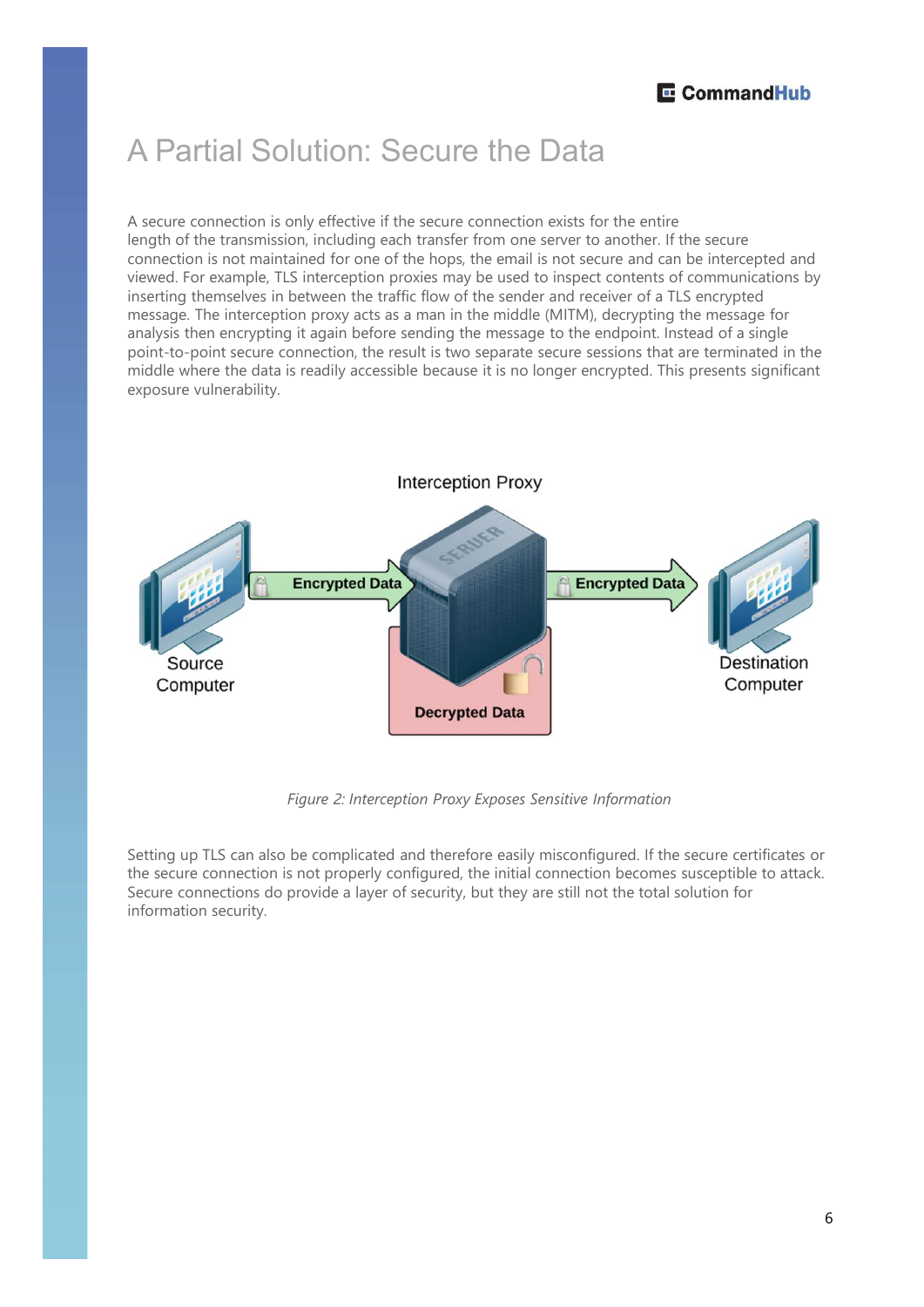# A Partial Solution: Secure the Data

A secure connection is only effective if the secure connection exists for the entire length of the transmission, including each transfer from one server to another. If the secure connection is not maintained for one of the hops, the email is not secure and can be intercepted and viewed. For example, TLS interception proxies may be used to inspect contents of communications by inserting themselves in between the traffic flow of the sender and receiver of a TLS encrypted message. The interception proxy acts as a man in the middle (MITM), decrypting the message for analysis then encrypting it again before sending the message to the endpoint. Instead of a single point-to-point secure connection, the result is two separate secure sessions that are terminated in the middle where the data is readily accessible because it is no longer encrypted. This presents significant exposure vulnerability.

*Figure 2: Interception Proxy Exposes Sensitive Information*

Setting up TLS can also be complicated and therefore easily misconfigured. If the secure certificates or the secure connection is not properly configured, the initial connection becomes susceptible to attack. Secure connections do provide a layer of security, but they are still not the total solution for information security.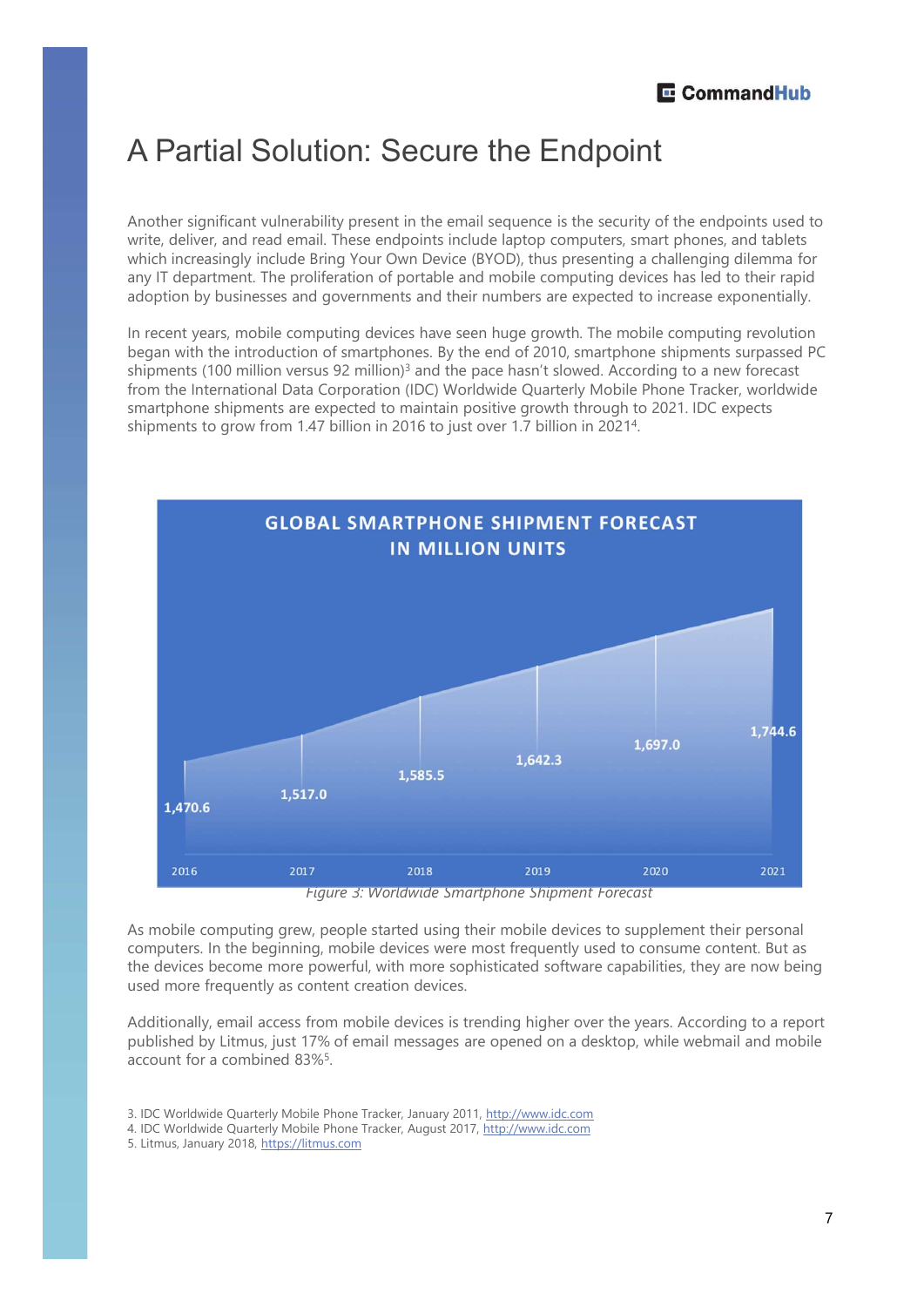# A Partial Solution: Secure the Endpoint

Another significant vulnerability present in the email sequence is the security of the endpoints used to write, deliver, and read email. These endpoints include laptop computers, smart phones, and tablets which increasingly include Bring Your Own Device (BYOD), thus presenting a challenging dilemma for any IT department. The proliferation of portable and mobile computing devices has led to their rapid adoption by businesses and governments and their numbers are expected to increase exponentially.

In recent years, mobile computing devices have seen huge growth. The mobile computing revolution began with the introduction of smartphones. By the end of 2010, smartphone shipments surpassed PC shipments (100 million versus 92 million)[3] and the pace hasn't slowed. According to a new forecast from the International Data Corporation (IDC) Worldwide Quarterly Mobile Phone Tracker, worldwide smartphone shipments are expected to maintain positive growth through to 2021. IDC expects shipments to grow from 1.47 billion in 2016 to just over 1.7 billion in 2021[4].

**GLOBAL SMARTPHONE SHIPMENT FORECAST IN MILLION UNITS**

| Year | Shipments (million units) |
| --- | --- |
| 2016 | 1,470.6 |
| 2017 | 1,517.0 |
| 2018 | 1,585.5 |
| 2019 | 1,642.3 |
| 2020 | 1,697.0 |
| 2021 | 1,744.6 |

*Figure 3: Worldwide Smartphone Shipment Forecast*

As mobile computing grew, people started using their mobile devices to supplement their personal computers. In the beginning, mobile devices were most frequently used to consume content. But as the devices become more powerful, with more sophisticated software capabilities, they are now being used more frequently as content creation devices.

Additionally, email access from mobile devices is trending higher over the years. According to a report published by Litmus, just 17% of email messages are opened on a desktop, while webmail and mobile account for a combined 83%[5].

3. IDC Worldwide Quarterly Mobile Phone Tracker, January 2011, http://www.idc.com
4. IDC Worldwide Quarterly Mobile Phone Tracker, August 2017, http://www.idc.com
5. Litmus, January 2018, https://litmus.com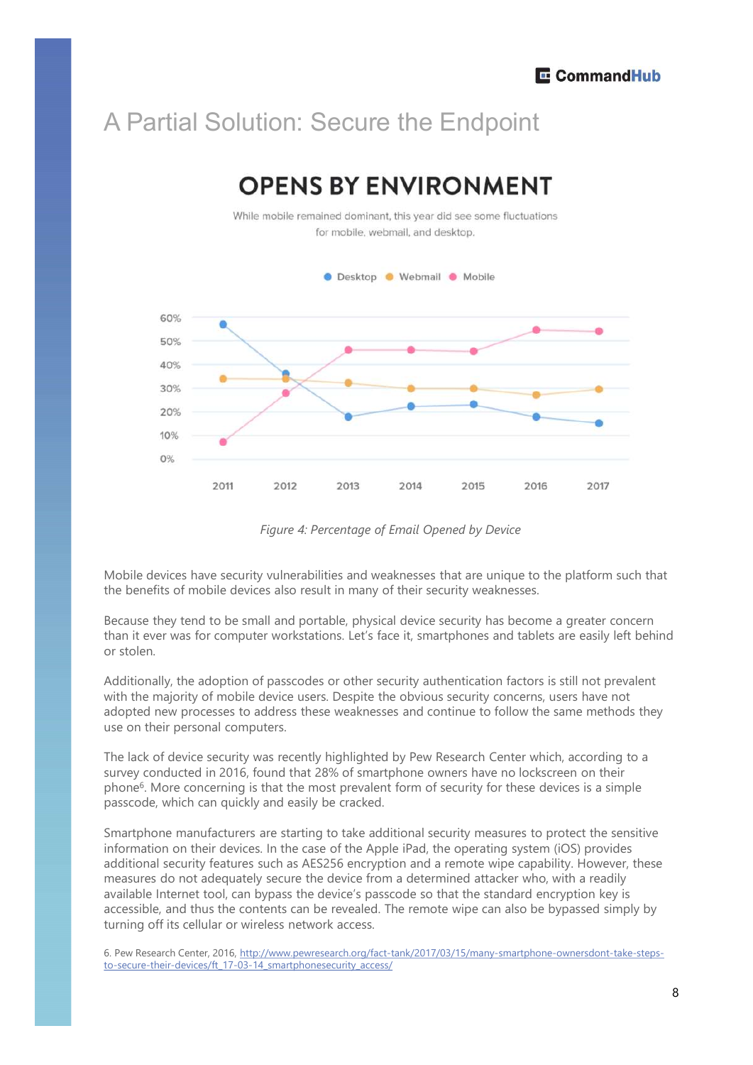# A Partial Solution: Secure the Endpoint

## OPENS BY ENVIRONMENT

While mobile remained dominant, this year did see some fluctuations for mobile, webmail, and desktop.

Desktop · Webmail · Mobile

60%
50%
40%
30%
20%
10%
0%

2011 2012 2013 2014 2015 2016 2017

*Figure 4: Percentage of Email Opened by Device*

Mobile devices have security vulnerabilities and weaknesses that are unique to the platform such that the benefits of mobile devices also result in many of their security weaknesses.

Because they tend to be small and portable, physical device security has become a greater concern than it ever was for computer workstations. Let's face it, smartphones and tablets are easily left behind or stolen.

Additionally, the adoption of passcodes or other security authentication factors is still not prevalent with the majority of mobile device users. Despite the obvious security concerns, users have not adopted new processes to address these weaknesses and continue to follow the same methods they use on their personal computers.

The lack of device security was recently highlighted by Pew Research Center which, according to a survey conducted in 2016, found that 28% of smartphone owners have no lockscreen on their phone[6]. More concerning is that the most prevalent form of security for these devices is a simple passcode, which can quickly and easily be cracked.

Smartphone manufacturers are starting to take additional security measures to protect the sensitive information on their devices. In the case of the Apple iPad, the operating system (iOS) provides additional security features such as AES256 encryption and a remote wipe capability. However, these measures do not adequately secure the device from a determined attacker who, with a readily available Internet tool, can bypass the device's passcode so that the standard encryption key is accessible, and thus the contents can be revealed. The remote wipe can also be bypassed simply by turning off its cellular or wireless network access.

6. Pew Research Center, 2016, http://www.pewresearch.org/fact-tank/2017/03/15/many-smartphone-ownersdont-take-steps-to-secure-their-devices/ft_17-03-14_smartphonesecurity_access/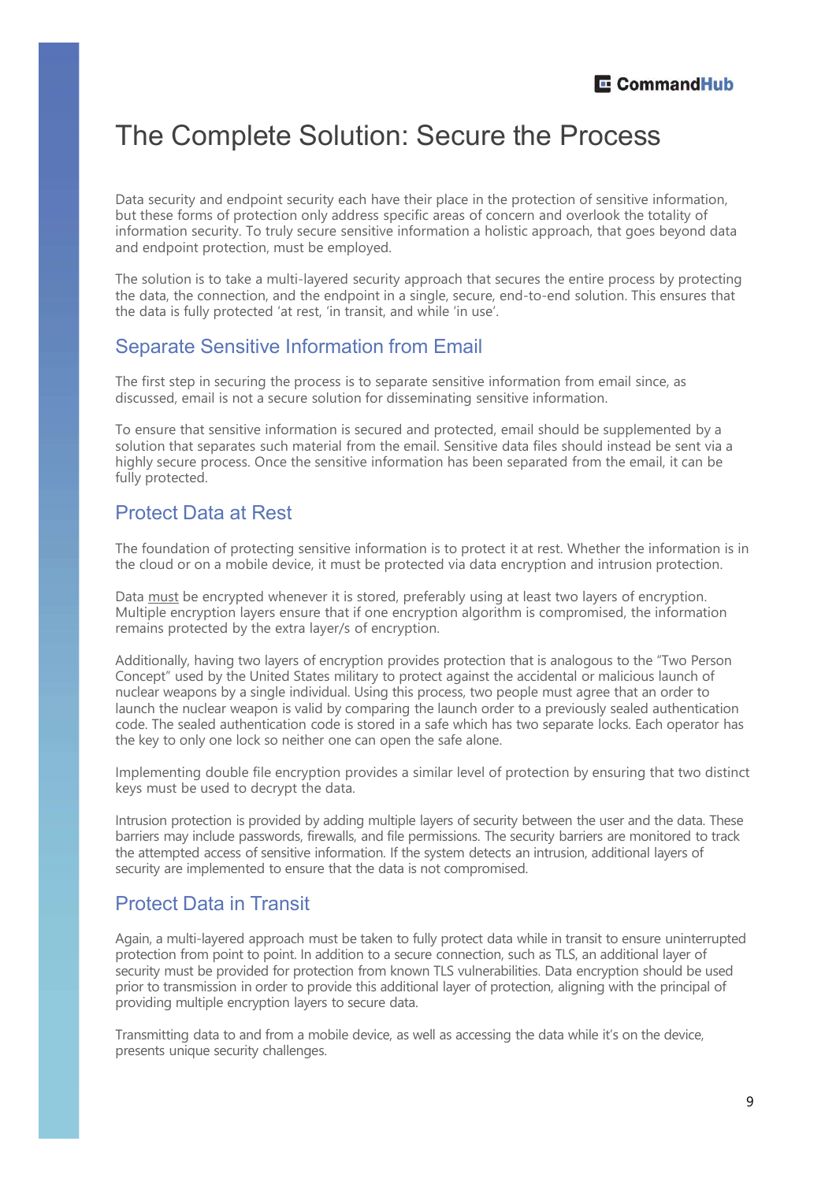# The Complete Solution: Secure the Process

Data security and endpoint security each have their place in the protection of sensitive information, but these forms of protection only address specific areas of concern and overlook the totality of information security. To truly secure sensitive information a holistic approach, that goes beyond data and endpoint protection, must be employed.

The solution is to take a multi-layered security approach that secures the entire process by protecting the data, the connection, and the endpoint in a single, secure, end-to-end solution. This ensures that the data is fully protected 'at rest, 'in transit, and while 'in use'.

## Separate Sensitive Information from Email

The first step in securing the process is to separate sensitive information from email since, as discussed, email is not a secure solution for disseminating sensitive information.

To ensure that sensitive information is secured and protected, email should be supplemented by a solution that separates such material from the email. Sensitive data files should instead be sent via a highly secure process. Once the sensitive information has been separated from the email, it can be fully protected.

## Protect Data at Rest

The foundation of protecting sensitive information is to protect it at rest. Whether the information is in the cloud or on a mobile device, it must be protected via data encryption and intrusion protection.

Data must be encrypted whenever it is stored, preferably using at least two layers of encryption. Multiple encryption layers ensure that if one encryption algorithm is compromised, the information remains protected by the extra layer/s of encryption.

Additionally, having two layers of encryption provides protection that is analogous to the "Two Person Concept" used by the United States military to protect against the accidental or malicious launch of nuclear weapons by a single individual. Using this process, two people must agree that an order to launch the nuclear weapon is valid by comparing the launch order to a previously sealed authentication code. The sealed authentication code is stored in a safe which has two separate locks. Each operator has the key to only one lock so neither one can open the safe alone.

Implementing double file encryption provides a similar level of protection by ensuring that two distinct keys must be used to decrypt the data.

Intrusion protection is provided by adding multiple layers of security between the user and the data. These barriers may include passwords, firewalls, and file permissions. The security barriers are monitored to track the attempted access of sensitive information. If the system detects an intrusion, additional layers of security are implemented to ensure that the data is not compromised.

## Protect Data in Transit

Again, a multi-layered approach must be taken to fully protect data while in transit to ensure uninterrupted protection from point to point. In addition to a secure connection, such as TLS, an additional layer of security must be provided for protection from known TLS vulnerabilities. Data encryption should be used prior to transmission in order to provide this additional layer of protection, aligning with the principal of providing multiple encryption layers to secure data.

Transmitting data to and from a mobile device, as well as accessing the data while it's on the device, presents unique security challenges.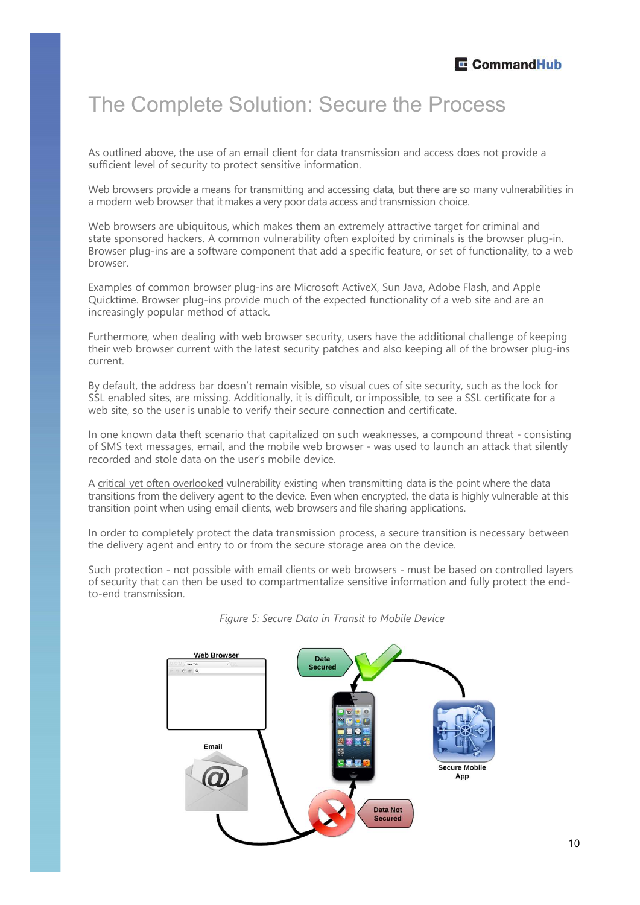# The Complete Solution: Secure the Process

As outlined above, the use of an email client for data transmission and access does not provide a sufficient level of security to protect sensitive information.

Web browsers provide a means for transmitting and accessing data, but there are so many vulnerabilities in a modern web browser that it makes a very poor data access and transmission choice.

Web browsers are ubiquitous, which makes them an extremely attractive target for criminal and state sponsored hackers. A common vulnerability often exploited by criminals is the browser plug-in. Browser plug-ins are a software component that add a specific feature, or set of functionality, to a web browser.

Examples of common browser plug-ins are Microsoft ActiveX, Sun Java, Adobe Flash, and Apple Quicktime. Browser plug-ins provide much of the expected functionality of a web site and are an increasingly popular method of attack.

Furthermore, when dealing with web browser security, users have the additional challenge of keeping their web browser current with the latest security patches and also keeping all of the browser plug-ins current.

By default, the address bar doesn't remain visible, so visual cues of site security, such as the lock for SSL enabled sites, are missing. Additionally, it is difficult, or impossible, to see a SSL certificate for a web site, so the user is unable to verify their secure connection and certificate.

In one known data theft scenario that capitalized on such weaknesses, a compound threat - consisting of SMS text messages, email, and the mobile web browser - was used to launch an attack that silently recorded and stole data on the user's mobile device.

A critical yet often overlooked vulnerability existing when transmitting data is the point where the data transitions from the delivery agent to the device. Even when encrypted, the data is highly vulnerable at this transition point when using email clients, web browsers and file sharing applications.

In order to completely protect the data transmission process, a secure transition is necessary between the delivery agent and entry to or from the secure storage area on the device.

Such protection - not possible with email clients or web browsers - must be based on controlled layers of security that can then be used to compartmentalize sensitive information and fully protect the end-to-end transmission.

*Figure 5: Secure Data in Transit to Mobile Device*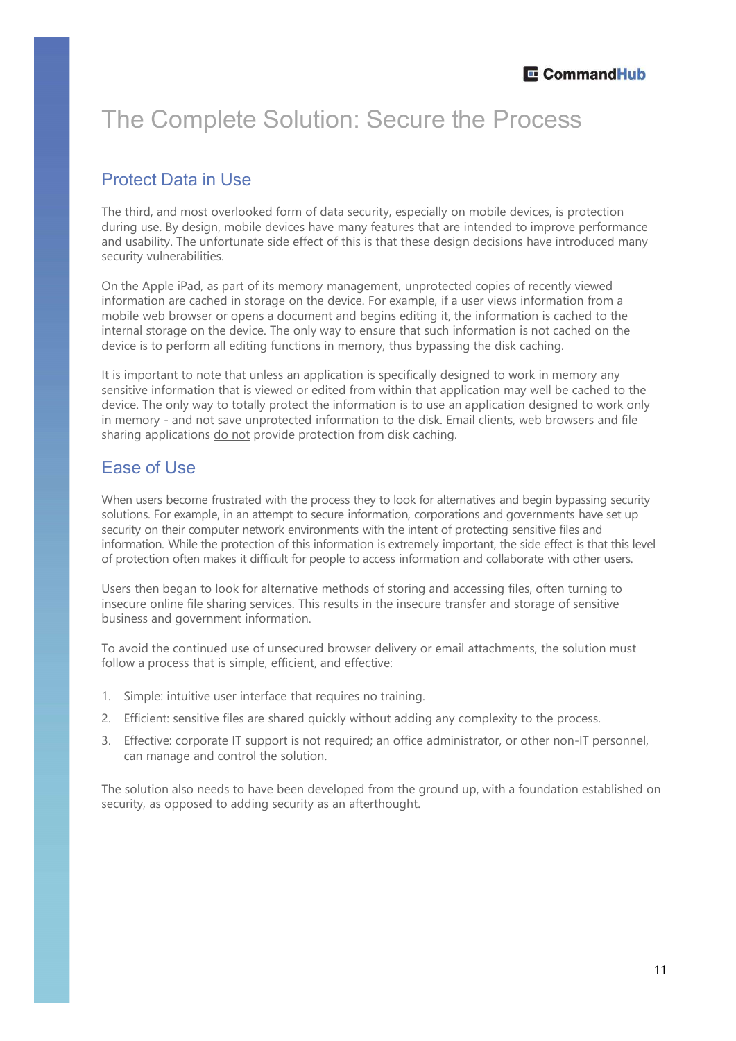# The Complete Solution: Secure the Process

## Protect Data in Use

The third, and most overlooked form of data security, especially on mobile devices, is protection during use. By design, mobile devices have many features that are intended to improve performance and usability. The unfortunate side effect of this is that these design decisions have introduced many security vulnerabilities.

On the Apple iPad, as part of its memory management, unprotected copies of recently viewed information are cached in storage on the device. For example, if a user views information from a mobile web browser or opens a document and begins editing it, the information is cached to the internal storage on the device. The only way to ensure that such information is not cached on the device is to perform all editing functions in memory, thus bypassing the disk caching.

It is important to note that unless an application is specifically designed to work in memory any sensitive information that is viewed or edited from within that application may well be cached to the device. The only way to totally protect the information is to use an application designed to work only in memory - and not save unprotected information to the disk. Email clients, web browsers and file sharing applications <u>do not</u> provide protection from disk caching.

## Ease of Use

When users become frustrated with the process they to look for alternatives and begin bypassing security solutions. For example, in an attempt to secure information, corporations and governments have set up security on their computer network environments with the intent of protecting sensitive files and information. While the protection of this information is extremely important, the side effect is that this level of protection often makes it difficult for people to access information and collaborate with other users.

Users then began to look for alternative methods of storing and accessing files, often turning to insecure online file sharing services. This results in the insecure transfer and storage of sensitive business and government information.

To avoid the continued use of unsecured browser delivery or email attachments, the solution must follow a process that is simple, efficient, and effective:

1. Simple: intuitive user interface that requires no training.
2. Efficient: sensitive files are shared quickly without adding any complexity to the process.
3. Effective: corporate IT support is not required; an office administrator, or other non-IT personnel, can manage and control the solution.

The solution also needs to have been developed from the ground up, with a foundation established on security, as opposed to adding security as an afterthought.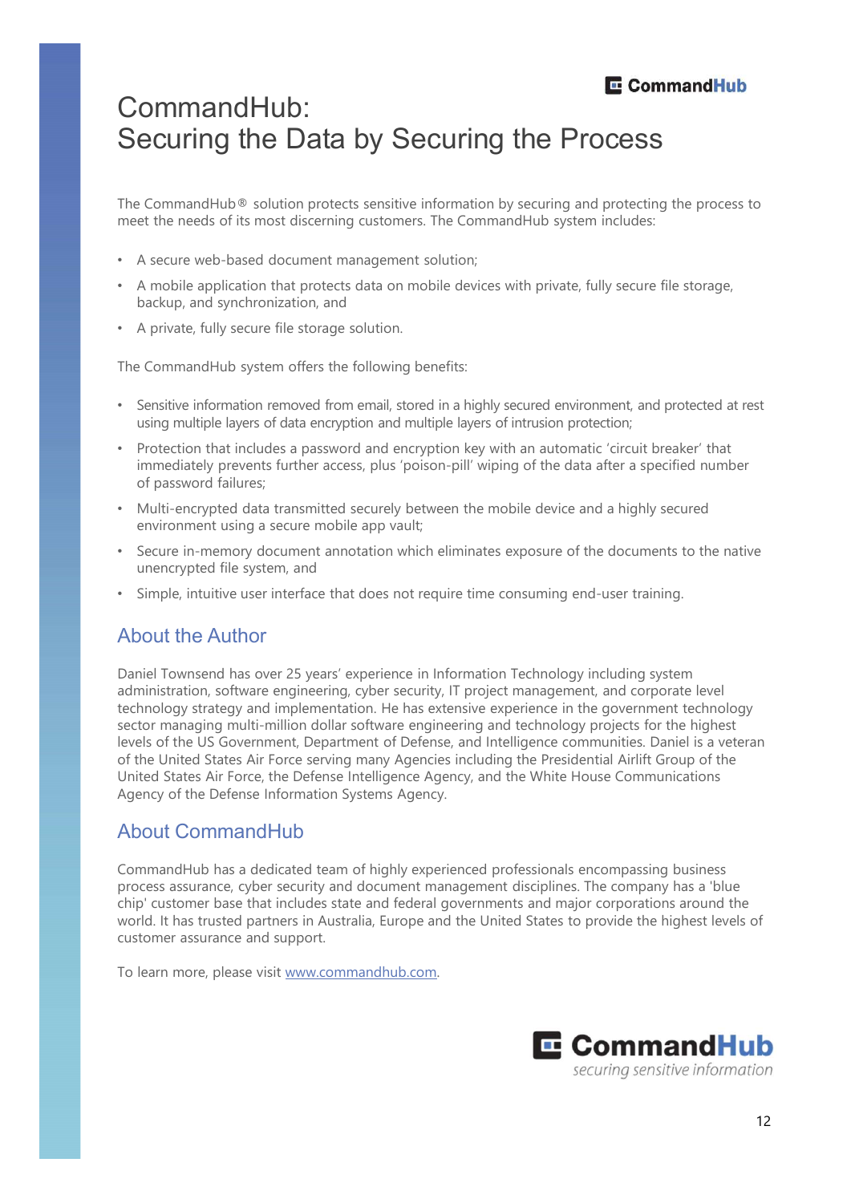# CommandHub: Securing the Data by Securing the Process

The CommandHub® solution protects sensitive information by securing and protecting the process to meet the needs of its most discerning customers. The CommandHub system includes:

- A secure web-based document management solution;
- A mobile application that protects data on mobile devices with private, fully secure file storage, backup, and synchronization, and
- A private, fully secure file storage solution.

The CommandHub system offers the following benefits:

- Sensitive information removed from email, stored in a highly secured environment, and protected at rest using multiple layers of data encryption and multiple layers of intrusion protection;
- Protection that includes a password and encryption key with an automatic 'circuit breaker' that immediately prevents further access, plus 'poison-pill' wiping of the data after a specified number of password failures;
- Multi-encrypted data transmitted securely between the mobile device and a highly secured environment using a secure mobile app vault;
- Secure in-memory document annotation which eliminates exposure of the documents to the native unencrypted file system, and
- Simple, intuitive user interface that does not require time consuming end-user training.

## About the Author

Daniel Townsend has over 25 years' experience in Information Technology including system administration, software engineering, cyber security, IT project management, and corporate level technology strategy and implementation. He has extensive experience in the government technology sector managing multi-million dollar software engineering and technology projects for the highest levels of the US Government, Department of Defense, and Intelligence communities. Daniel is a veteran of the United States Air Force serving many Agencies including the Presidential Airlift Group of the United States Air Force, the Defense Intelligence Agency, and the White House Communications Agency of the Defense Information Systems Agency.

## About CommandHub

CommandHub has a dedicated team of highly experienced professionals encompassing business process assurance, cyber security and document management disciplines. The company has a 'blue chip' customer base that includes state and federal governments and major corporations around the world. It has trusted partners in Australia, Europe and the United States to provide the highest levels of customer assurance and support.

To learn more, please visit [www.commandhub.com](http://www.commandhub.com).

**CommandHub**
*securing sensitive information*